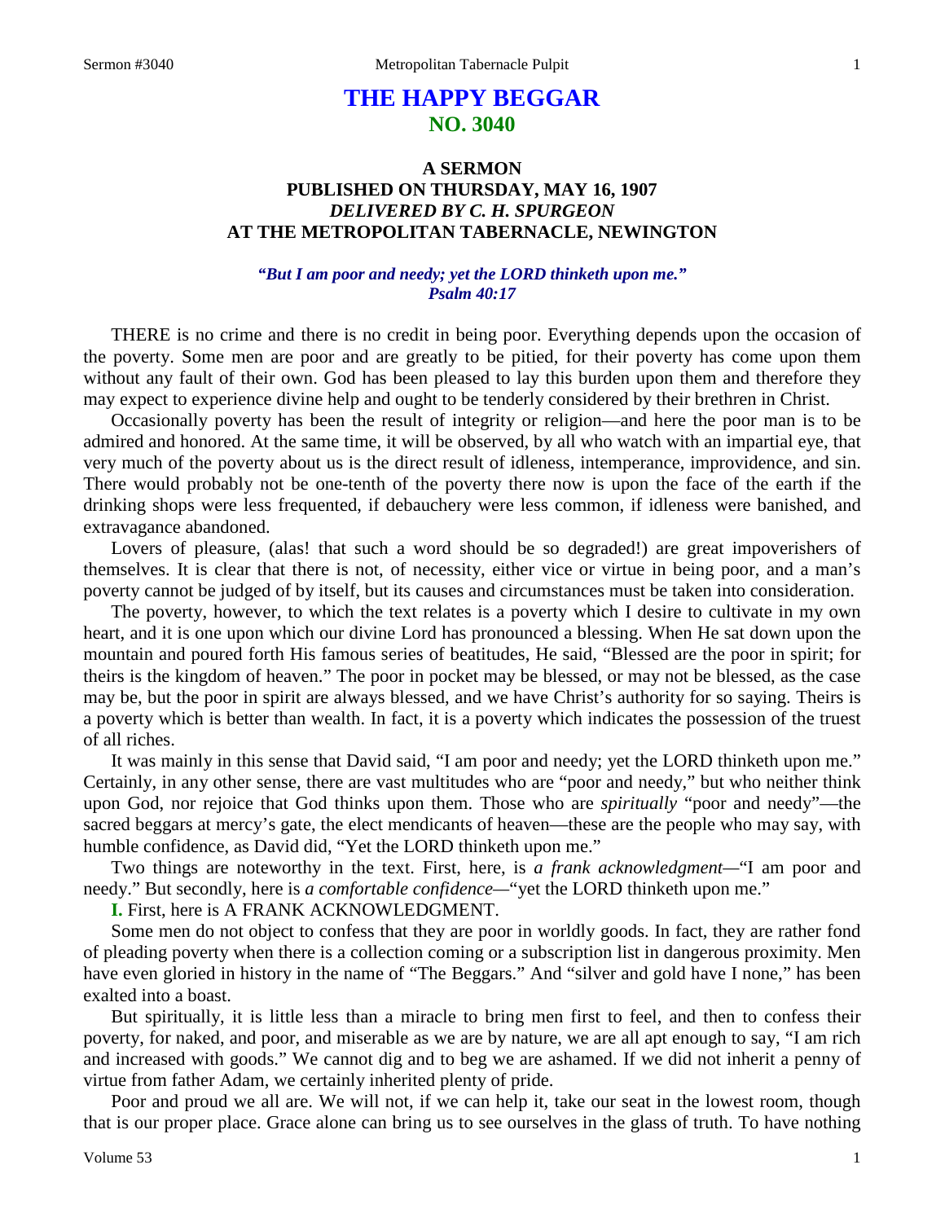# THE HAPPY BEGGAR
## NO. 3040

### A SERMON
### PUBLISHED ON THURSDAY, MAY 16, 1907
### *DELIVERED BY C. H. SPURGEON*
### AT THE METROPOLITAN TABERNACLE, NEWINGTON

***"But I am poor and needy; yet the LORD thinketh upon me."***
***Psalm 40:17***

THERE is no crime and there is no credit in being poor. Everything depends upon the occasion of the poverty. Some men are poor and are greatly to be pitied, for their poverty has come upon them without any fault of their own. God has been pleased to lay this burden upon them and therefore they may expect to experience divine help and ought to be tenderly considered by their brethren in Christ.

Occasionally poverty has been the result of integrity or religion—and here the poor man is to be admired and honored. At the same time, it will be observed, by all who watch with an impartial eye, that very much of the poverty about us is the direct result of idleness, intemperance, improvidence, and sin. There would probably not be one-tenth of the poverty there now is upon the face of the earth if the drinking shops were less frequented, if debauchery were less common, if idleness were banished, and extravagance abandoned.

Lovers of pleasure, (alas! that such a word should be so degraded!) are great impoverishers of themselves. It is clear that there is not, of necessity, either vice or virtue in being poor, and a man's poverty cannot be judged of by itself, but its causes and circumstances must be taken into consideration.

The poverty, however, to which the text relates is a poverty which I desire to cultivate in my own heart, and it is one upon which our divine Lord has pronounced a blessing. When He sat down upon the mountain and poured forth His famous series of beatitudes, He said, "Blessed are the poor in spirit; for theirs is the kingdom of heaven." The poor in pocket may be blessed, or may not be blessed, as the case may be, but the poor in spirit are always blessed, and we have Christ's authority for so saying. Theirs is a poverty which is better than wealth. In fact, it is a poverty which indicates the possession of the truest of all riches.

It was mainly in this sense that David said, "I am poor and needy; yet the LORD thinketh upon me." Certainly, in any other sense, there are vast multitudes who are "poor and needy," but who neither think upon God, nor rejoice that God thinks upon them. Those who are *spiritually* "poor and needy"—the sacred beggars at mercy's gate, the elect mendicants of heaven—these are the people who may say, with humble confidence, as David did, "Yet the LORD thinketh upon me."

Two things are noteworthy in the text. First, here, is *a frank acknowledgment*—"I am poor and needy." But secondly, here is *a comfortable confidence*—"yet the LORD thinketh upon me."

**I.** First, here is A FRANK ACKNOWLEDGMENT.

Some men do not object to confess that they are poor in worldly goods. In fact, they are rather fond of pleading poverty when there is a collection coming or a subscription list in dangerous proximity. Men have even gloried in history in the name of "The Beggars." And "silver and gold have I none," has been exalted into a boast.

But spiritually, it is little less than a miracle to bring men first to feel, and then to confess their poverty, for naked, and poor, and miserable as we are by nature, we are all apt enough to say, "I am rich and increased with goods." We cannot dig and to beg we are ashamed. If we did not inherit a penny of virtue from father Adam, we certainly inherited plenty of pride.

Poor and proud we all are. We will not, if we can help it, take our seat in the lowest room, though that is our proper place. Grace alone can bring us to see ourselves in the glass of truth. To have nothing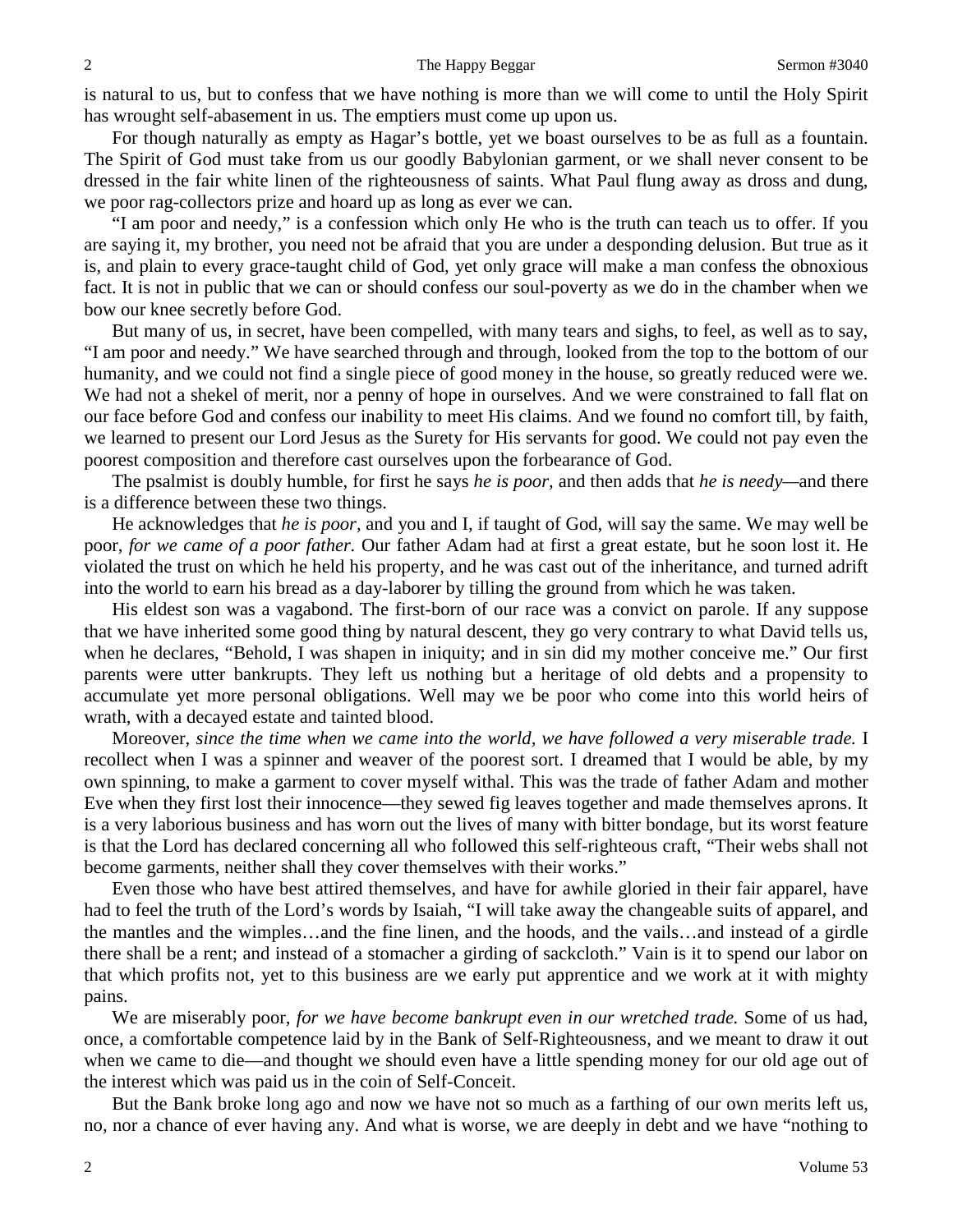is natural to us, but to confess that we have nothing is more than we will come to until the Holy Spirit has wrought self-abasement in us. The emptiers must come up upon us.

For though naturally as empty as Hagar's bottle, yet we boast ourselves to be as full as a fountain. The Spirit of God must take from us our goodly Babylonian garment, or we shall never consent to be dressed in the fair white linen of the righteousness of saints. What Paul flung away as dross and dung, we poor rag-collectors prize and hoard up as long as ever we can.

"I am poor and needy," is a confession which only He who is the truth can teach us to offer. If you are saying it, my brother, you need not be afraid that you are under a desponding delusion. But true as it is, and plain to every grace-taught child of God, yet only grace will make a man confess the obnoxious fact. It is not in public that we can or should confess our soul-poverty as we do in the chamber when we bow our knee secretly before God.

But many of us, in secret, have been compelled, with many tears and sighs, to feel, as well as to say, "I am poor and needy." We have searched through and through, looked from the top to the bottom of our humanity, and we could not find a single piece of good money in the house, so greatly reduced were we. We had not a shekel of merit, nor a penny of hope in ourselves. And we were constrained to fall flat on our face before God and confess our inability to meet His claims. And we found no comfort till, by faith, we learned to present our Lord Jesus as the Surety for His servants for good. We could not pay even the poorest composition and therefore cast ourselves upon the forbearance of God.

The psalmist is doubly humble, for first he says *he is poor,* and then adds that *he is needy*—and there is a difference between these two things.

He acknowledges that *he is poor,* and you and I, if taught of God, will say the same. We may well be poor, *for we came of a poor father.* Our father Adam had at first a great estate, but he soon lost it. He violated the trust on which he held his property, and he was cast out of the inheritance, and turned adrift into the world to earn his bread as a day-laborer by tilling the ground from which he was taken.

His eldest son was a vagabond. The first-born of our race was a convict on parole. If any suppose that we have inherited some good thing by natural descent, they go very contrary to what David tells us, when he declares, "Behold, I was shapen in iniquity; and in sin did my mother conceive me." Our first parents were utter bankrupts. They left us nothing but a heritage of old debts and a propensity to accumulate yet more personal obligations. Well may we be poor who come into this world heirs of wrath, with a decayed estate and tainted blood.

Moreover, *since the time when we came into the world, we have followed a very miserable trade.* I recollect when I was a spinner and weaver of the poorest sort. I dreamed that I would be able, by my own spinning, to make a garment to cover myself withal. This was the trade of father Adam and mother Eve when they first lost their innocence—they sewed fig leaves together and made themselves aprons. It is a very laborious business and has worn out the lives of many with bitter bondage, but its worst feature is that the Lord has declared concerning all who followed this self-righteous craft, "Their webs shall not become garments, neither shall they cover themselves with their works."

Even those who have best attired themselves, and have for awhile gloried in their fair apparel, have had to feel the truth of the Lord's words by Isaiah, "I will take away the changeable suits of apparel, and the mantles and the wimples…and the fine linen, and the hoods, and the vails…and instead of a girdle there shall be a rent; and instead of a stomacher a girding of sackcloth." Vain is it to spend our labor on that which profits not, yet to this business are we early put apprentice and we work at it with mighty pains.

We are miserably poor, *for we have become bankrupt even in our wretched trade.* Some of us had, once, a comfortable competence laid by in the Bank of Self-Righteousness, and we meant to draw it out when we came to die—and thought we should even have a little spending money for our old age out of the interest which was paid us in the coin of Self-Conceit.

But the Bank broke long ago and now we have not so much as a farthing of our own merits left us, no, nor a chance of ever having any. And what is worse, we are deeply in debt and we have "nothing to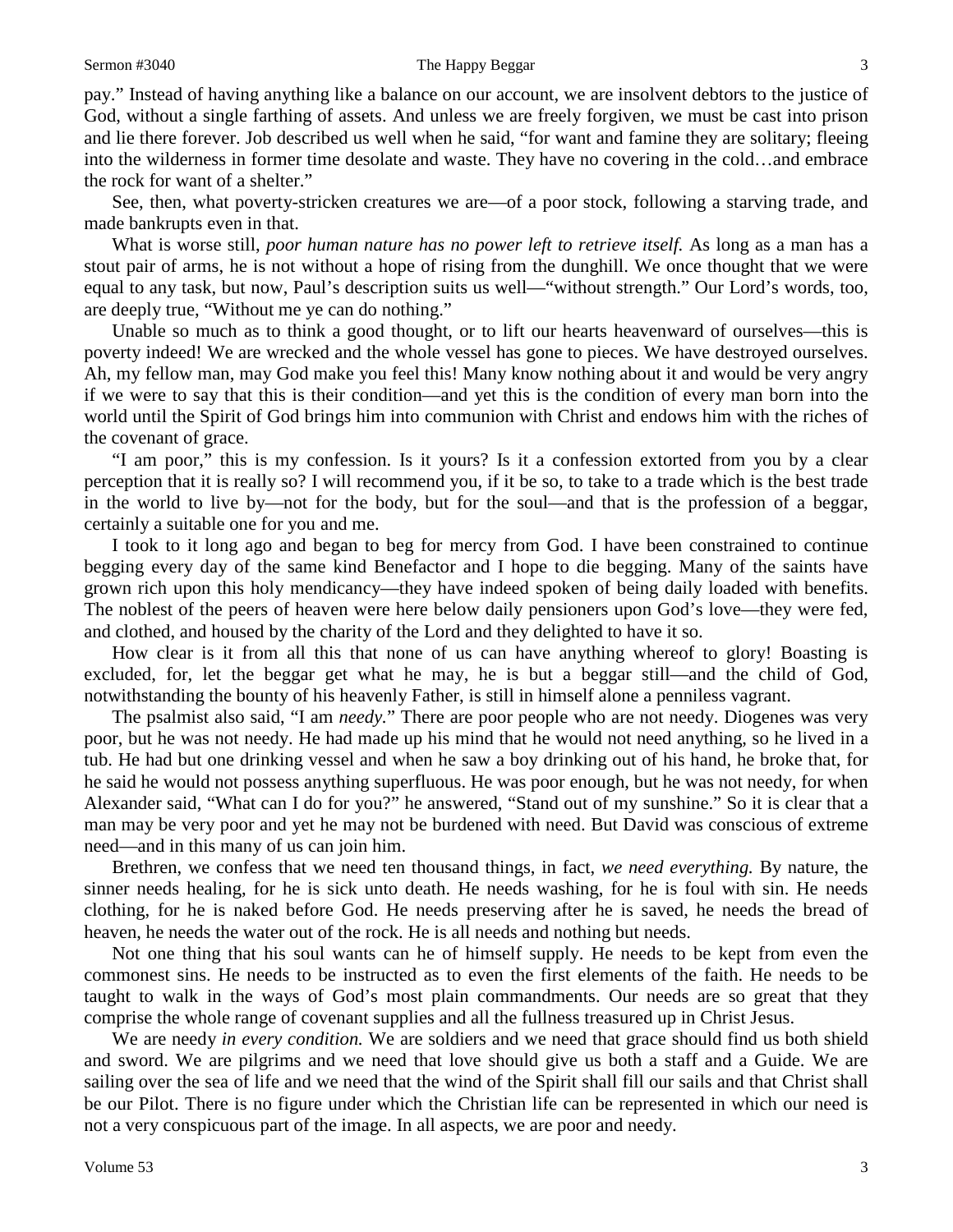pay." Instead of having anything like a balance on our account, we are insolvent debtors to the justice of God, without a single farthing of assets. And unless we are freely forgiven, we must be cast into prison and lie there forever. Job described us well when he said, "for want and famine they are solitary; fleeing into the wilderness in former time desolate and waste. They have no covering in the cold…and embrace the rock for want of a shelter."

See, then, what poverty-stricken creatures we are—of a poor stock, following a starving trade, and made bankrupts even in that.

What is worse still, *poor human nature has no power left to retrieve itself.* As long as a man has a stout pair of arms, he is not without a hope of rising from the dunghill. We once thought that we were equal to any task, but now, Paul's description suits us well—"without strength." Our Lord's words, too, are deeply true, "Without me ye can do nothing."

Unable so much as to think a good thought, or to lift our hearts heavenward of ourselves—this is poverty indeed! We are wrecked and the whole vessel has gone to pieces. We have destroyed ourselves. Ah, my fellow man, may God make you feel this! Many know nothing about it and would be very angry if we were to say that this is their condition—and yet this is the condition of every man born into the world until the Spirit of God brings him into communion with Christ and endows him with the riches of the covenant of grace.

"I am poor," this is my confession. Is it yours? Is it a confession extorted from you by a clear perception that it is really so? I will recommend you, if it be so, to take to a trade which is the best trade in the world to live by—not for the body, but for the soul—and that is the profession of a beggar, certainly a suitable one for you and me.

I took to it long ago and began to beg for mercy from God. I have been constrained to continue begging every day of the same kind Benefactor and I hope to die begging. Many of the saints have grown rich upon this holy mendicancy—they have indeed spoken of being daily loaded with benefits. The noblest of the peers of heaven were here below daily pensioners upon God's love—they were fed, and clothed, and housed by the charity of the Lord and they delighted to have it so.

How clear is it from all this that none of us can have anything whereof to glory! Boasting is excluded, for, let the beggar get what he may, he is but a beggar still—and the child of God, notwithstanding the bounty of his heavenly Father, is still in himself alone a penniless vagrant.

The psalmist also said, "I am *needy.*" There are poor people who are not needy. Diogenes was very poor, but he was not needy. He had made up his mind that he would not need anything, so he lived in a tub. He had but one drinking vessel and when he saw a boy drinking out of his hand, he broke that, for he said he would not possess anything superfluous. He was poor enough, but he was not needy, for when Alexander said, "What can I do for you?" he answered, "Stand out of my sunshine." So it is clear that a man may be very poor and yet he may not be burdened with need. But David was conscious of extreme need—and in this many of us can join him.

Brethren, we confess that we need ten thousand things, in fact, *we need everything.* By nature, the sinner needs healing, for he is sick unto death. He needs washing, for he is foul with sin. He needs clothing, for he is naked before God. He needs preserving after he is saved, he needs the bread of heaven, he needs the water out of the rock. He is all needs and nothing but needs.

Not one thing that his soul wants can he of himself supply. He needs to be kept from even the commonest sins. He needs to be instructed as to even the first elements of the faith. He needs to be taught to walk in the ways of God's most plain commandments. Our needs are so great that they comprise the whole range of covenant supplies and all the fullness treasured up in Christ Jesus.

We are needy *in every condition.* We are soldiers and we need that grace should find us both shield and sword. We are pilgrims and we need that love should give us both a staff and a Guide. We are sailing over the sea of life and we need that the wind of the Spirit shall fill our sails and that Christ shall be our Pilot. There is no figure under which the Christian life can be represented in which our need is not a very conspicuous part of the image. In all aspects, we are poor and needy.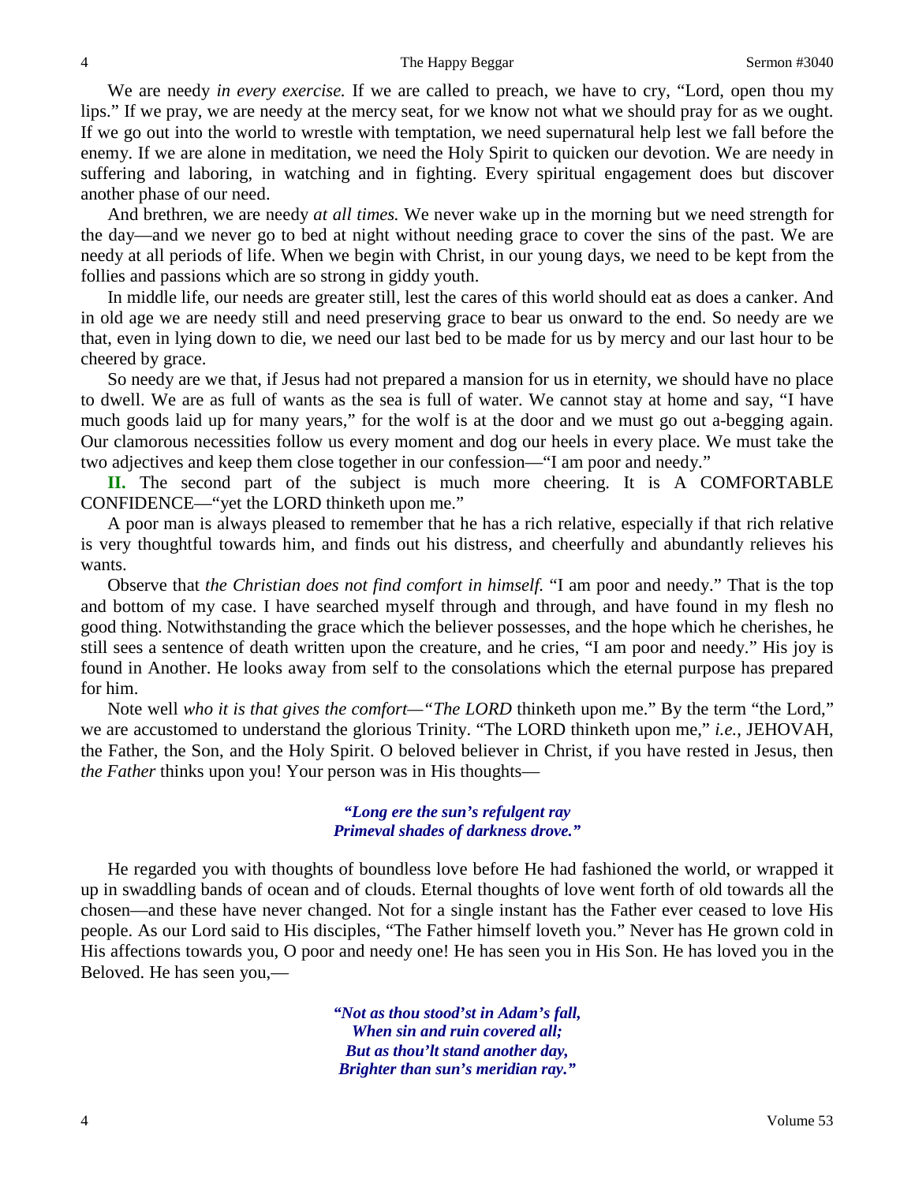We are needy *in every exercise.* If we are called to preach, we have to cry, "Lord, open thou my lips." If we pray, we are needy at the mercy seat, for we know not what we should pray for as we ought. If we go out into the world to wrestle with temptation, we need supernatural help lest we fall before the enemy. If we are alone in meditation, we need the Holy Spirit to quicken our devotion. We are needy in suffering and laboring, in watching and in fighting. Every spiritual engagement does but discover another phase of our need.

And brethren, we are needy *at all times.* We never wake up in the morning but we need strength for the day—and we never go to bed at night without needing grace to cover the sins of the past. We are needy at all periods of life. When we begin with Christ, in our young days, we need to be kept from the follies and passions which are so strong in giddy youth.

In middle life, our needs are greater still, lest the cares of this world should eat as does a canker. And in old age we are needy still and need preserving grace to bear us onward to the end. So needy are we that, even in lying down to die, we need our last bed to be made for us by mercy and our last hour to be cheered by grace.

So needy are we that, if Jesus had not prepared a mansion for us in eternity, we should have no place to dwell. We are as full of wants as the sea is full of water. We cannot stay at home and say, "I have much goods laid up for many years," for the wolf is at the door and we must go out a-begging again. Our clamorous necessities follow us every moment and dog our heels in every place. We must take the two adjectives and keep them close together in our confession—"I am poor and needy."

**II.** The second part of the subject is much more cheering. It is A COMFORTABLE CONFIDENCE—"yet the LORD thinketh upon me."

A poor man is always pleased to remember that he has a rich relative, especially if that rich relative is very thoughtful towards him, and finds out his distress, and cheerfully and abundantly relieves his wants.

Observe that *the Christian does not find comfort in himself.* "I am poor and needy." That is the top and bottom of my case. I have searched myself through and through, and have found in my flesh no good thing. Notwithstanding the grace which the believer possesses, and the hope which he cherishes, he still sees a sentence of death written upon the creature, and he cries, "I am poor and needy." His joy is found in Another. He looks away from self to the consolations which the eternal purpose has prepared for him.

Note well *who it is that gives the comfort—"The LORD* thinketh upon me." By the term "the Lord," we are accustomed to understand the glorious Trinity. "The LORD thinketh upon me," *i.e.*, JEHOVAH, the Father, the Son, and the Holy Spirit. O beloved believer in Christ, if you have rested in Jesus, then *the Father* thinks upon you! Your person was in His thoughts—

> ***"Long ere the sun's refulgent ray***
> ***Primeval shades of darkness drove."***

He regarded you with thoughts of boundless love before He had fashioned the world, or wrapped it up in swaddling bands of ocean and of clouds. Eternal thoughts of love went forth of old towards all the chosen—and these have never changed. Not for a single instant has the Father ever ceased to love His people. As our Lord said to His disciples, "The Father himself loveth you." Never has He grown cold in His affections towards you, O poor and needy one! He has seen you in His Son. He has loved you in the Beloved. He has seen you,—

> ***"Not as thou stood'st in Adam's fall,***
> ***When sin and ruin covered all;***
> ***But as thou'lt stand another day,***
> ***Brighter than sun's meridian ray."***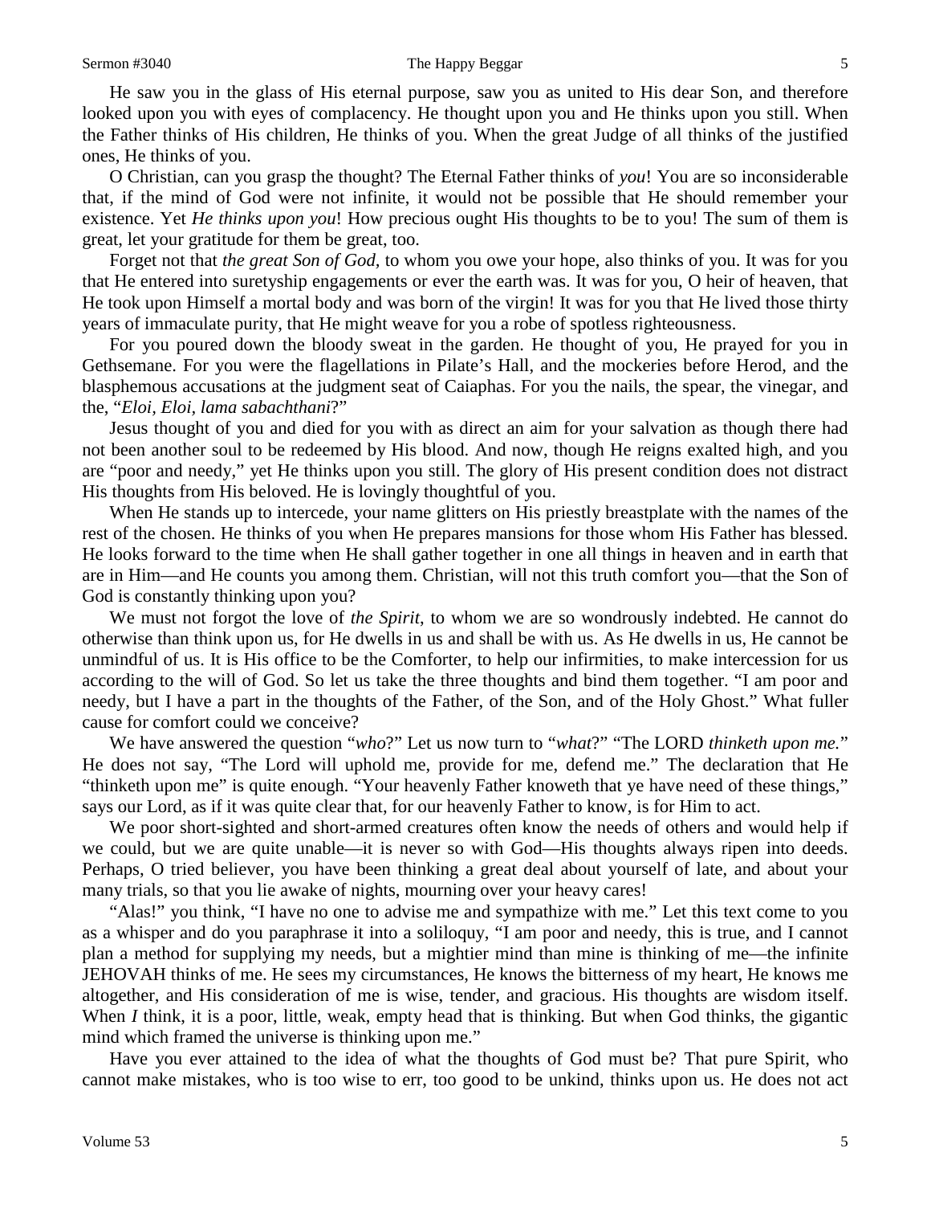He saw you in the glass of His eternal purpose, saw you as united to His dear Son, and therefore looked upon you with eyes of complacency. He thought upon you and He thinks upon you still. When the Father thinks of His children, He thinks of you. When the great Judge of all thinks of the justified ones, He thinks of you.

O Christian, can you grasp the thought? The Eternal Father thinks of *you*! You are so inconsiderable that, if the mind of God were not infinite, it would not be possible that He should remember your existence. Yet *He thinks upon you*! How precious ought His thoughts to be to you! The sum of them is great, let your gratitude for them be great, too.

Forget not that *the great Son of God,* to whom you owe your hope, also thinks of you. It was for you that He entered into suretyship engagements or ever the earth was. It was for you, O heir of heaven, that He took upon Himself a mortal body and was born of the virgin! It was for you that He lived those thirty years of immaculate purity, that He might weave for you a robe of spotless righteousness.

For you poured down the bloody sweat in the garden. He thought of you, He prayed for you in Gethsemane. For you were the flagellations in Pilate's Hall, and the mockeries before Herod, and the blasphemous accusations at the judgment seat of Caiaphas. For you the nails, the spear, the vinegar, and the, "*Eloi, Eloi, lama sabachthani*?"

Jesus thought of you and died for you with as direct an aim for your salvation as though there had not been another soul to be redeemed by His blood. And now, though He reigns exalted high, and you are "poor and needy," yet He thinks upon you still. The glory of His present condition does not distract His thoughts from His beloved. He is lovingly thoughtful of you.

When He stands up to intercede, your name glitters on His priestly breastplate with the names of the rest of the chosen. He thinks of you when He prepares mansions for those whom His Father has blessed. He looks forward to the time when He shall gather together in one all things in heaven and in earth that are in Him—and He counts you among them. Christian, will not this truth comfort you—that the Son of God is constantly thinking upon you?

We must not forgot the love of *the Spirit*, to whom we are so wondrously indebted. He cannot do otherwise than think upon us, for He dwells in us and shall be with us. As He dwells in us, He cannot be unmindful of us. It is His office to be the Comforter, to help our infirmities, to make intercession for us according to the will of God. So let us take the three thoughts and bind them together. "I am poor and needy, but I have a part in the thoughts of the Father, of the Son, and of the Holy Ghost." What fuller cause for comfort could we conceive?

We have answered the question "*who*?" Let us now turn to "*what*?" "The LORD *thinketh upon me.*" He does not say, "The Lord will uphold me, provide for me, defend me." The declaration that He "thinketh upon me" is quite enough. "Your heavenly Father knoweth that ye have need of these things," says our Lord, as if it was quite clear that, for our heavenly Father to know, is for Him to act.

We poor short-sighted and short-armed creatures often know the needs of others and would help if we could, but we are quite unable—it is never so with God—His thoughts always ripen into deeds. Perhaps, O tried believer, you have been thinking a great deal about yourself of late, and about your many trials, so that you lie awake of nights, mourning over your heavy cares!

"Alas!" you think, "I have no one to advise me and sympathize with me." Let this text come to you as a whisper and do you paraphrase it into a soliloquy, "I am poor and needy, this is true, and I cannot plan a method for supplying my needs, but a mightier mind than mine is thinking of me—the infinite JEHOVAH thinks of me. He sees my circumstances, He knows the bitterness of my heart, He knows me altogether, and His consideration of me is wise, tender, and gracious. His thoughts are wisdom itself. When *I* think, it is a poor, little, weak, empty head that is thinking. But when God thinks, the gigantic mind which framed the universe is thinking upon me."

Have you ever attained to the idea of what the thoughts of God must be? That pure Spirit, who cannot make mistakes, who is too wise to err, too good to be unkind, thinks upon us. He does not act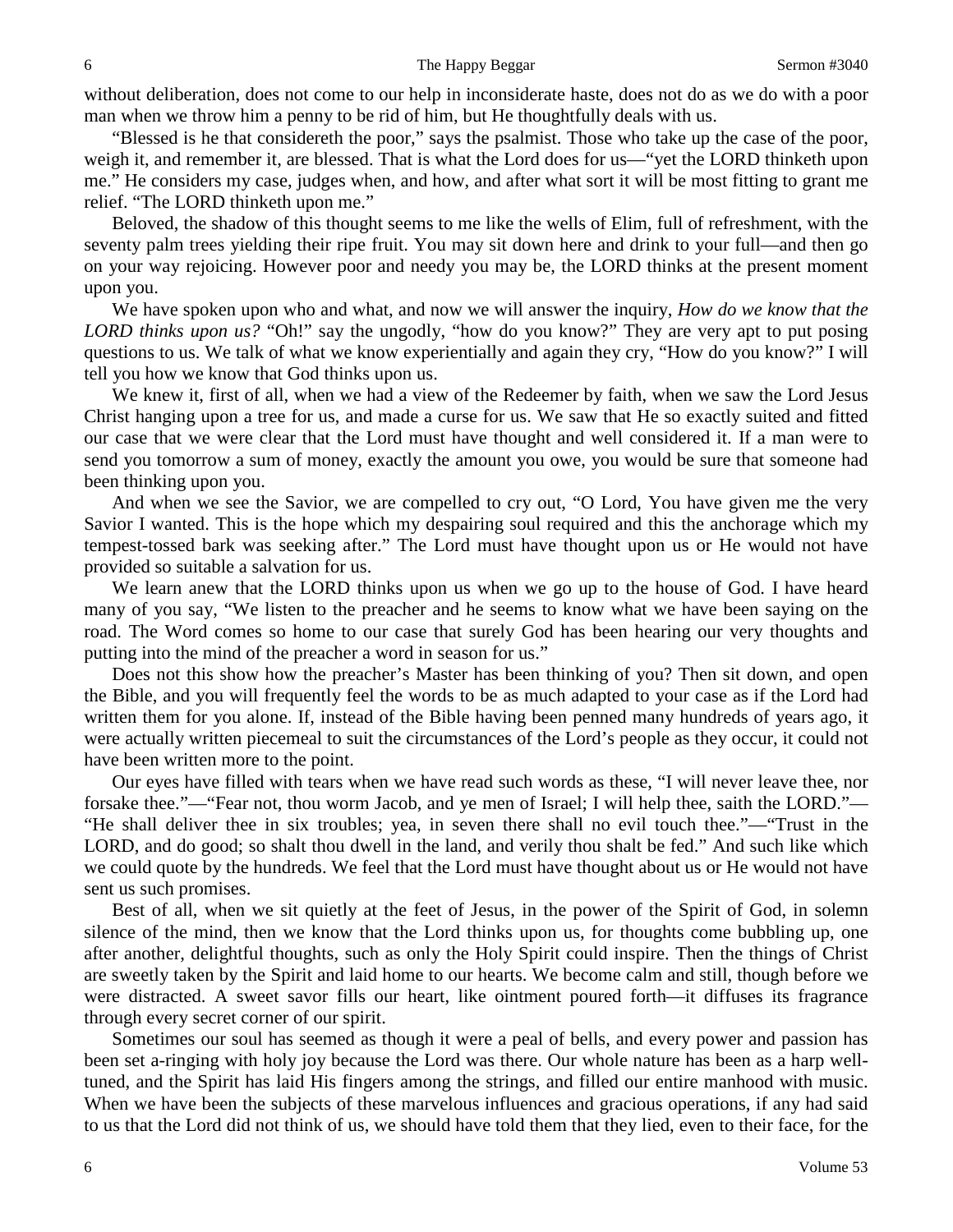without deliberation, does not come to our help in inconsiderate haste, does not do as we do with a poor man when we throw him a penny to be rid of him, but He thoughtfully deals with us.

"Blessed is he that considereth the poor," says the psalmist. Those who take up the case of the poor, weigh it, and remember it, are blessed. That is what the Lord does for us—"yet the LORD thinketh upon me." He considers my case, judges when, and how, and after what sort it will be most fitting to grant me relief. "The LORD thinketh upon me."

Beloved, the shadow of this thought seems to me like the wells of Elim, full of refreshment, with the seventy palm trees yielding their ripe fruit. You may sit down here and drink to your full—and then go on your way rejoicing. However poor and needy you may be, the LORD thinks at the present moment upon you.

We have spoken upon who and what, and now we will answer the inquiry, *How do we know that the LORD thinks upon us?* "Oh!" say the ungodly, "how do you know?" They are very apt to put posing questions to us. We talk of what we know experientially and again they cry, "How do you know?" I will tell you how we know that God thinks upon us.

We knew it, first of all, when we had a view of the Redeemer by faith, when we saw the Lord Jesus Christ hanging upon a tree for us, and made a curse for us. We saw that He so exactly suited and fitted our case that we were clear that the Lord must have thought and well considered it. If a man were to send you tomorrow a sum of money, exactly the amount you owe, you would be sure that someone had been thinking upon you.

And when we see the Savior, we are compelled to cry out, "O Lord, You have given me the very Savior I wanted. This is the hope which my despairing soul required and this the anchorage which my tempest-tossed bark was seeking after." The Lord must have thought upon us or He would not have provided so suitable a salvation for us.

We learn anew that the LORD thinks upon us when we go up to the house of God. I have heard many of you say, "We listen to the preacher and he seems to know what we have been saying on the road. The Word comes so home to our case that surely God has been hearing our very thoughts and putting into the mind of the preacher a word in season for us."

Does not this show how the preacher's Master has been thinking of you? Then sit down, and open the Bible, and you will frequently feel the words to be as much adapted to your case as if the Lord had written them for you alone. If, instead of the Bible having been penned many hundreds of years ago, it were actually written piecemeal to suit the circumstances of the Lord's people as they occur, it could not have been written more to the point.

Our eyes have filled with tears when we have read such words as these, "I will never leave thee, nor forsake thee."—"Fear not, thou worm Jacob, and ye men of Israel; I will help thee, saith the LORD."—"He shall deliver thee in six troubles; yea, in seven there shall no evil touch thee."—"Trust in the LORD, and do good; so shalt thou dwell in the land, and verily thou shalt be fed." And such like which we could quote by the hundreds. We feel that the Lord must have thought about us or He would not have sent us such promises.

Best of all, when we sit quietly at the feet of Jesus, in the power of the Spirit of God, in solemn silence of the mind, then we know that the Lord thinks upon us, for thoughts come bubbling up, one after another, delightful thoughts, such as only the Holy Spirit could inspire. Then the things of Christ are sweetly taken by the Spirit and laid home to our hearts. We become calm and still, though before we were distracted. A sweet savor fills our heart, like ointment poured forth—it diffuses its fragrance through every secret corner of our spirit.

Sometimes our soul has seemed as though it were a peal of bells, and every power and passion has been set a-ringing with holy joy because the Lord was there. Our whole nature has been as a harp well-tuned, and the Spirit has laid His fingers among the strings, and filled our entire manhood with music. When we have been the subjects of these marvelous influences and gracious operations, if any had said to us that the Lord did not think of us, we should have told them that they lied, even to their face, for the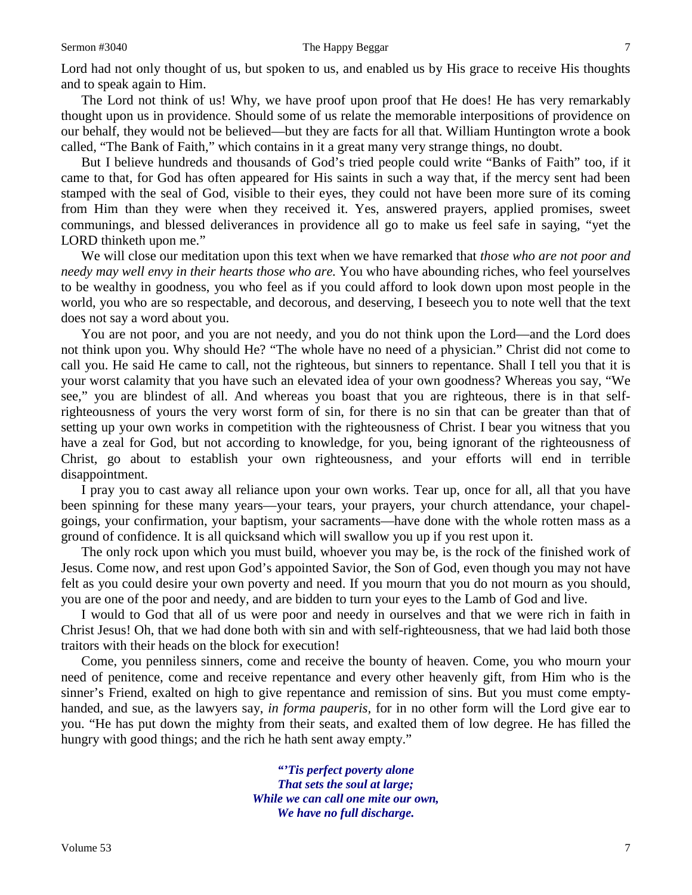Lord had not only thought of us, but spoken to us, and enabled us by His grace to receive His thoughts and to speak again to Him.

The Lord not think of us! Why, we have proof upon proof that He does! He has very remarkably thought upon us in providence. Should some of us relate the memorable interpositions of providence on our behalf, they would not be believed—but they are facts for all that. William Huntington wrote a book called, "The Bank of Faith," which contains in it a great many very strange things, no doubt.

But I believe hundreds and thousands of God's tried people could write "Banks of Faith" too, if it came to that, for God has often appeared for His saints in such a way that, if the mercy sent had been stamped with the seal of God, visible to their eyes, they could not have been more sure of its coming from Him than they were when they received it. Yes, answered prayers, applied promises, sweet communings, and blessed deliverances in providence all go to make us feel safe in saying, "yet the LORD thinketh upon me."

We will close our meditation upon this text when we have remarked that *those who are not poor and needy may well envy in their hearts those who are.* You who have abounding riches, who feel yourselves to be wealthy in goodness, you who feel as if you could afford to look down upon most people in the world, you who are so respectable, and decorous, and deserving, I beseech you to note well that the text does not say a word about you.

You are not poor, and you are not needy, and you do not think upon the Lord—and the Lord does not think upon you. Why should He? "The whole have no need of a physician." Christ did not come to call you. He said He came to call, not the righteous, but sinners to repentance. Shall I tell you that it is your worst calamity that you have such an elevated idea of your own goodness? Whereas you say, "We see," you are blindest of all. And whereas you boast that you are righteous, there is in that self-righteousness of yours the very worst form of sin, for there is no sin that can be greater than that of setting up your own works in competition with the righteousness of Christ. I bear you witness that you have a zeal for God, but not according to knowledge, for you, being ignorant of the righteousness of Christ, go about to establish your own righteousness, and your efforts will end in terrible disappointment.

I pray you to cast away all reliance upon your own works. Tear up, once for all, all that you have been spinning for these many years—your tears, your prayers, your church attendance, your chapel-goings, your confirmation, your baptism, your sacraments—have done with the whole rotten mass as a ground of confidence. It is all quicksand which will swallow you up if you rest upon it.

The only rock upon which you must build, whoever you may be, is the rock of the finished work of Jesus. Come now, and rest upon God's appointed Savior, the Son of God, even though you may not have felt as you could desire your own poverty and need. If you mourn that you do not mourn as you should, you are one of the poor and needy, and are bidden to turn your eyes to the Lamb of God and live.

I would to God that all of us were poor and needy in ourselves and that we were rich in faith in Christ Jesus! Oh, that we had done both with sin and with self-righteousness, that we had laid both those traitors with their heads on the block for execution!

Come, you penniless sinners, come and receive the bounty of heaven. Come, you who mourn your need of penitence, come and receive repentance and every other heavenly gift, from Him who is the sinner's Friend, exalted on high to give repentance and remission of sins. But you must come empty-handed, and sue, as the lawyers say, *in forma pauperis,* for in no other form will the Lord give ear to you. "He has put down the mighty from their seats, and exalted them of low degree. He has filled the hungry with good things; and the rich he hath sent away empty."

> ***"'Tis perfect poverty alone***
> ***That sets the soul at large;***
> ***While we can call one mite our own,***
> ***We have no full discharge.***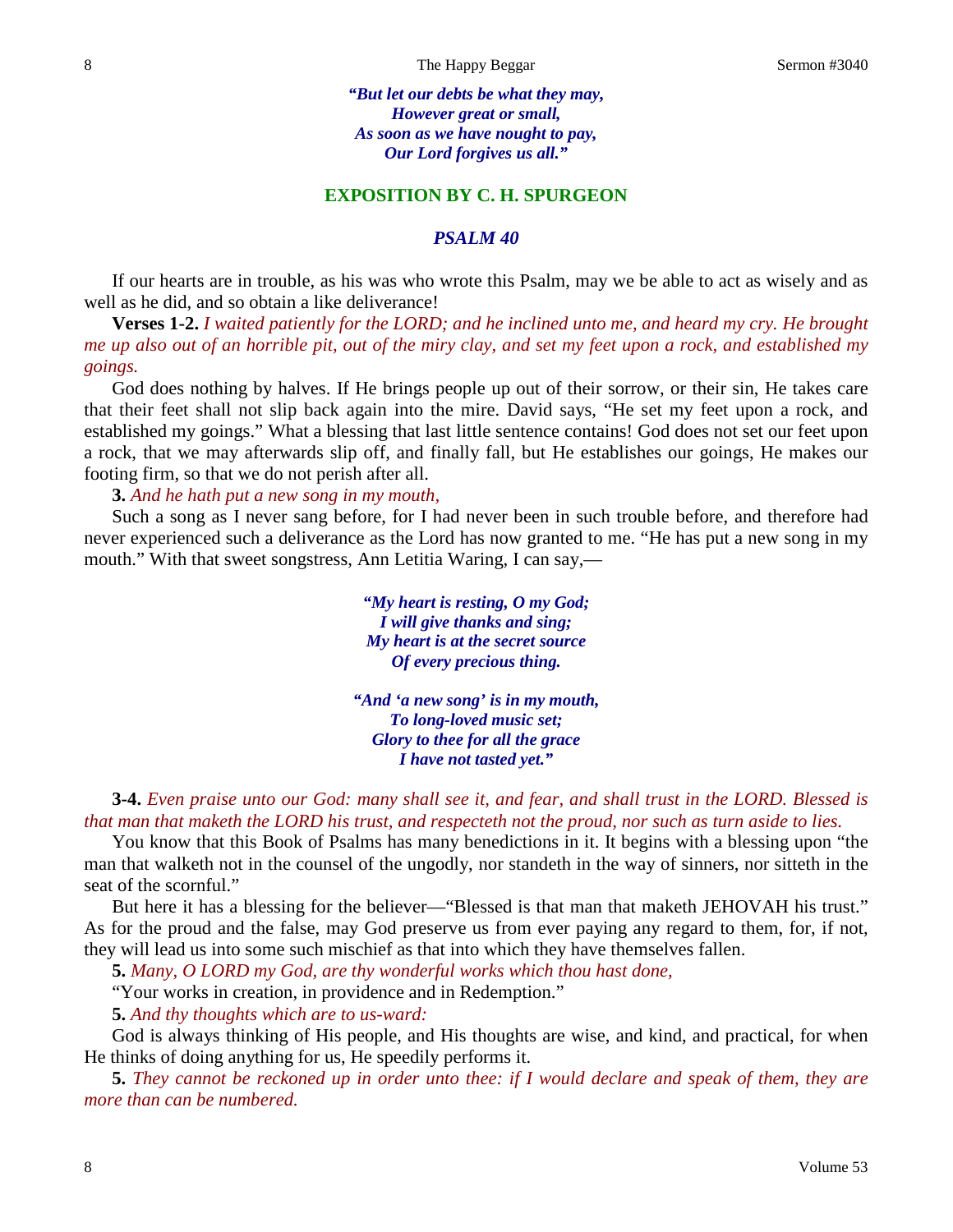*"But let our debts be what they may,*
*However great or small,*
*As soon as we have nought to pay,*
*Our Lord forgives us all."*

## EXPOSITION BY C. H. SPURGEON

### *PSALM 40*

If our hearts are in trouble, as his was who wrote this Psalm, may we be able to act as wisely and as well as he did, and so obtain a like deliverance!

**Verses 1-2.** *I waited patiently for the LORD; and he inclined unto me, and heard my cry. He brought me up also out of an horrible pit, out of the miry clay, and set my feet upon a rock, and established my goings.*

God does nothing by halves. If He brings people up out of their sorrow, or their sin, He takes care that their feet shall not slip back again into the mire. David says, "He set my feet upon a rock, and established my goings." What a blessing that last little sentence contains! God does not set our feet upon a rock, that we may afterwards slip off, and finally fall, but He establishes our goings, He makes our footing firm, so that we do not perish after all.

**3.** *And he hath put a new song in my mouth,*

Such a song as I never sang before, for I had never been in such trouble before, and therefore had never experienced such a deliverance as the Lord has now granted to me. "He has put a new song in my mouth." With that sweet songstress, Ann Letitia Waring, I can say,—

*"My heart is resting, O my God;*
*I will give thanks and sing;*
*My heart is at the secret source*
*Of every precious thing.*

*"And 'a new song' is in my mouth,*
*To long-loved music set;*
*Glory to thee for all the grace*
*I have not tasted yet."*

**3-4.** *Even praise unto our God: many shall see it, and fear, and shall trust in the LORD. Blessed is that man that maketh the LORD his trust, and respecteth not the proud, nor such as turn aside to lies.*

You know that this Book of Psalms has many benedictions in it. It begins with a blessing upon "the man that walketh not in the counsel of the ungodly, nor standeth in the way of sinners, nor sitteth in the seat of the scornful."

But here it has a blessing for the believer—"Blessed is that man that maketh JEHOVAH his trust." As for the proud and the false, may God preserve us from ever paying any regard to them, for, if not, they will lead us into some such mischief as that into which they have themselves fallen.

**5.** *Many, O LORD my God, are thy wonderful works which thou hast done,*

"Your works in creation, in providence and in Redemption."

**5.** *And thy thoughts which are to us-ward:*

God is always thinking of His people, and His thoughts are wise, and kind, and practical, for when He thinks of doing anything for us, He speedily performs it.

**5.** *They cannot be reckoned up in order unto thee: if I would declare and speak of them, they are more than can be numbered.*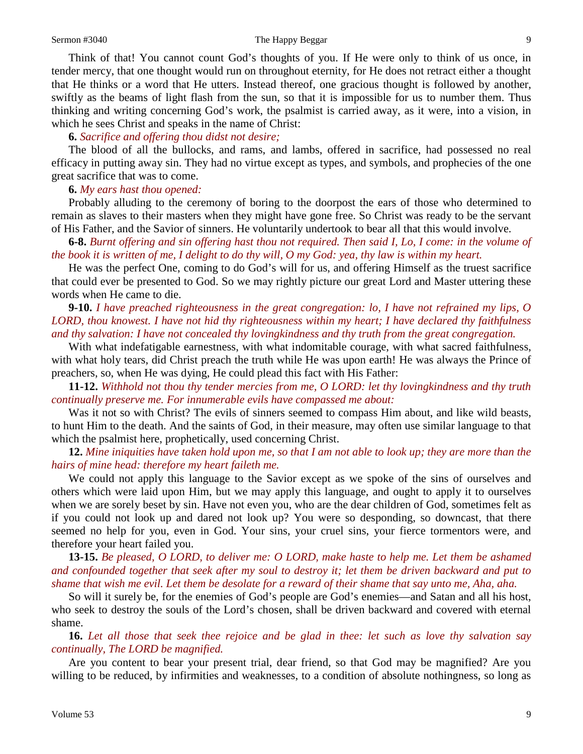Think of that! You cannot count God's thoughts of you. If He were only to think of us once, in tender mercy, that one thought would run on throughout eternity, for He does not retract either a thought that He thinks or a word that He utters. Instead thereof, one gracious thought is followed by another, swiftly as the beams of light flash from the sun, so that it is impossible for us to number them. Thus thinking and writing concerning God's work, the psalmist is carried away, as it were, into a vision, in which he sees Christ and speaks in the name of Christ:

**6.** *Sacrifice and offering thou didst not desire;*

The blood of all the bullocks, and rams, and lambs, offered in sacrifice, had possessed no real efficacy in putting away sin. They had no virtue except as types, and symbols, and prophecies of the one great sacrifice that was to come.

**6.** *My ears hast thou opened:*

Probably alluding to the ceremony of boring to the doorpost the ears of those who determined to remain as slaves to their masters when they might have gone free. So Christ was ready to be the servant of His Father, and the Savior of sinners. He voluntarily undertook to bear all that this would involve.

**6-8.** *Burnt offering and sin offering hast thou not required. Then said I, Lo, I come: in the volume of the book it is written of me, I delight to do thy will, O my God: yea, thy law is within my heart.*

He was the perfect One, coming to do God's will for us, and offering Himself as the truest sacrifice that could ever be presented to God. So we may rightly picture our great Lord and Master uttering these words when He came to die.

**9-10.** *I have preached righteousness in the great congregation: lo, I have not refrained my lips, O LORD, thou knowest. I have not hid thy righteousness within my heart; I have declared thy faithfulness and thy salvation: I have not concealed thy lovingkindness and thy truth from the great congregation.*

With what indefatigable earnestness, with what indomitable courage, with what sacred faithfulness, with what holy tears, did Christ preach the truth while He was upon earth! He was always the Prince of preachers, so, when He was dying, He could plead this fact with His Father:

**11-12.** *Withhold not thou thy tender mercies from me, O LORD: let thy lovingkindness and thy truth continually preserve me. For innumerable evils have compassed me about:*

Was it not so with Christ? The evils of sinners seemed to compass Him about, and like wild beasts, to hunt Him to the death. And the saints of God, in their measure, may often use similar language to that which the psalmist here, prophetically, used concerning Christ.

**12.** *Mine iniquities have taken hold upon me, so that I am not able to look up; they are more than the hairs of mine head: therefore my heart faileth me.*

We could not apply this language to the Savior except as we spoke of the sins of ourselves and others which were laid upon Him, but we may apply this language, and ought to apply it to ourselves when we are sorely beset by sin. Have not even you, who are the dear children of God, sometimes felt as if you could not look up and dared not look up? You were so desponding, so downcast, that there seemed no help for you, even in God. Your sins, your cruel sins, your fierce tormentors were, and therefore your heart failed you.

**13-15.** *Be pleased, O LORD, to deliver me: O LORD, make haste to help me. Let them be ashamed and confounded together that seek after my soul to destroy it; let them be driven backward and put to shame that wish me evil. Let them be desolate for a reward of their shame that say unto me, Aha, aha.*

So will it surely be, for the enemies of God's people are God's enemies—and Satan and all his host, who seek to destroy the souls of the Lord's chosen, shall be driven backward and covered with eternal shame.

**16.** *Let all those that seek thee rejoice and be glad in thee: let such as love thy salvation say continually, The LORD be magnified.*

Are you content to bear your present trial, dear friend, so that God may be magnified? Are you willing to be reduced, by infirmities and weaknesses, to a condition of absolute nothingness, so long as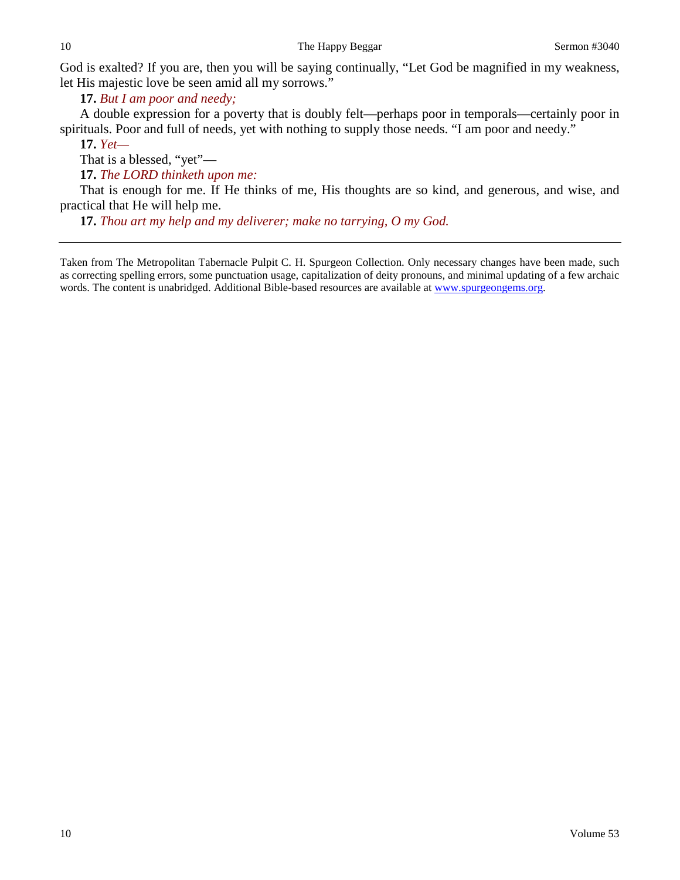God is exalted? If you are, then you will be saying continually, "Let God be magnified in my weakness, let His majestic love be seen amid all my sorrows."

**17.** *But I am poor and needy;*

A double expression for a poverty that is doubly felt—perhaps poor in temporals—certainly poor in spirituals. Poor and full of needs, yet with nothing to supply those needs. "I am poor and needy."

**17.** *Yet—*

That is a blessed, "yet"—

**17.** *The LORD thinketh upon me:*

That is enough for me. If He thinks of me, His thoughts are so kind, and generous, and wise, and practical that He will help me.

**17.** *Thou art my help and my deliverer; make no tarrying, O my God.*

---

Taken from The Metropolitan Tabernacle Pulpit C. H. Spurgeon Collection. Only necessary changes have been made, such as correcting spelling errors, some punctuation usage, capitalization of deity pronouns, and minimal updating of a few archaic words. The content is unabridged. Additional Bible-based resources are available at www.spurgeongems.org.